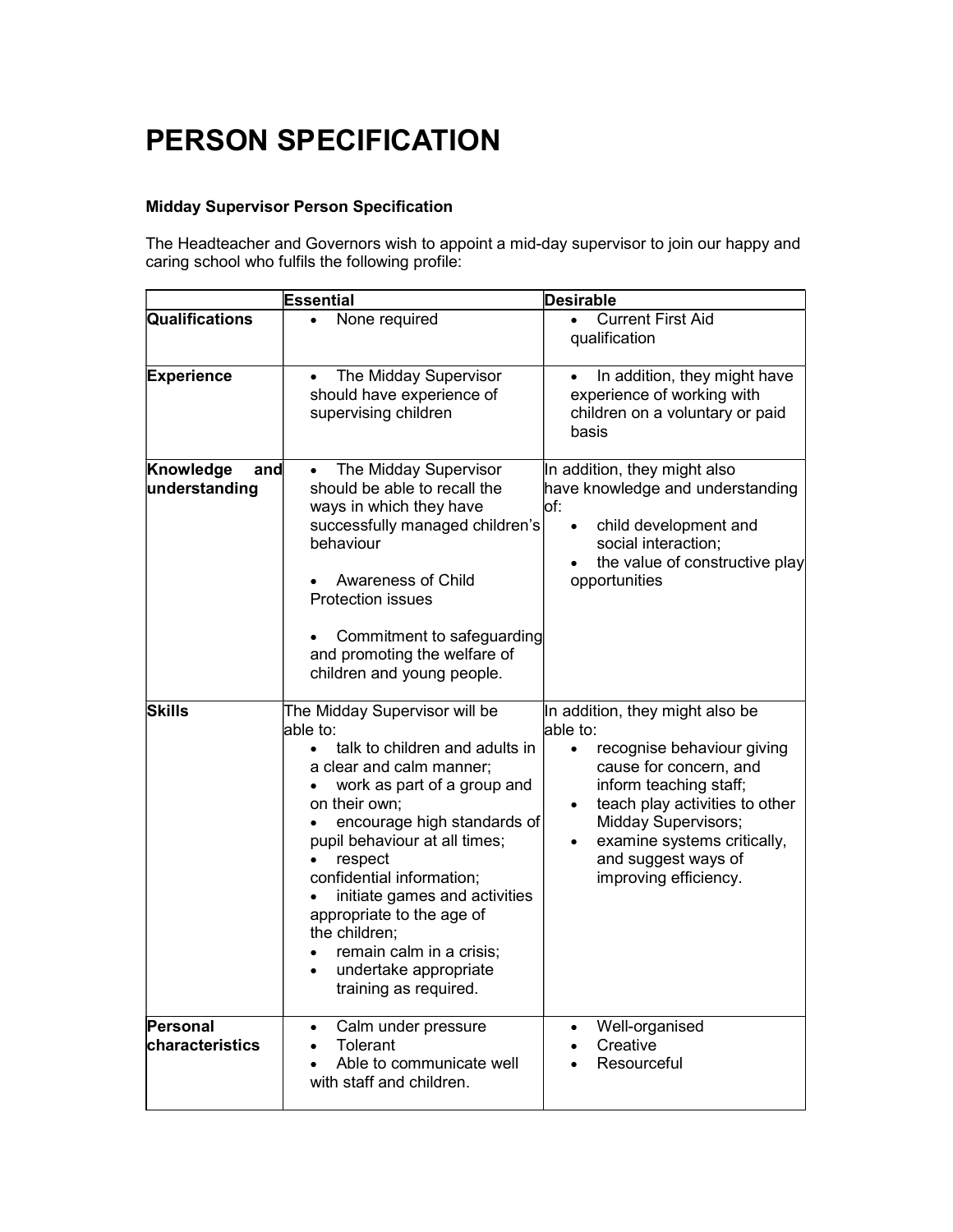# PERSON SPECIFICATION

**Midday Supervisor Person Specification**

The Headteacher and Governors wish to appoint a mid-day supervisor to join our happy and caring school who fulfils the following profile:

| | **Essential** | **Desirable** |
|---|---|---|
| **Qualifications** | • None required | • Current First Aid qualification |
| **Experience** | • The Midday Supervisor should have experience of supervising children | • In addition, they might have experience of working with children on a voluntary or paid basis |
| **Knowledge and understanding** | • The Midday Supervisor should be able to recall the ways in which they have successfully managed children's behaviour<br><br>• Awareness of Child Protection issues<br><br>• Commitment to safeguarding and promoting the welfare of children and young people. | In addition, they might also have knowledge and understanding of:<br>• child development and social interaction;<br>• the value of constructive play opportunities |
| **Skills** | The Midday Supervisor will be able to:<br>• talk to children and adults in a clear and calm manner;<br>• work as part of a group and on their own;<br>• encourage high standards of pupil behaviour at all times;<br>• respect confidential information;<br>• initiate games and activities appropriate to the age of the children;<br>• remain calm in a crisis;<br>• undertake appropriate training as required. | In addition, they might also be able to:<br>• recognise behaviour giving cause for concern, and inform teaching staff;<br>• teach play activities to other Midday Supervisors;<br>• examine systems critically, and suggest ways of improving efficiency. |
| **Personal characteristics** | • Calm under pressure<br>• Tolerant<br>• Able to communicate well with staff and children. | • Well-organised<br>• Creative<br>• Resourceful |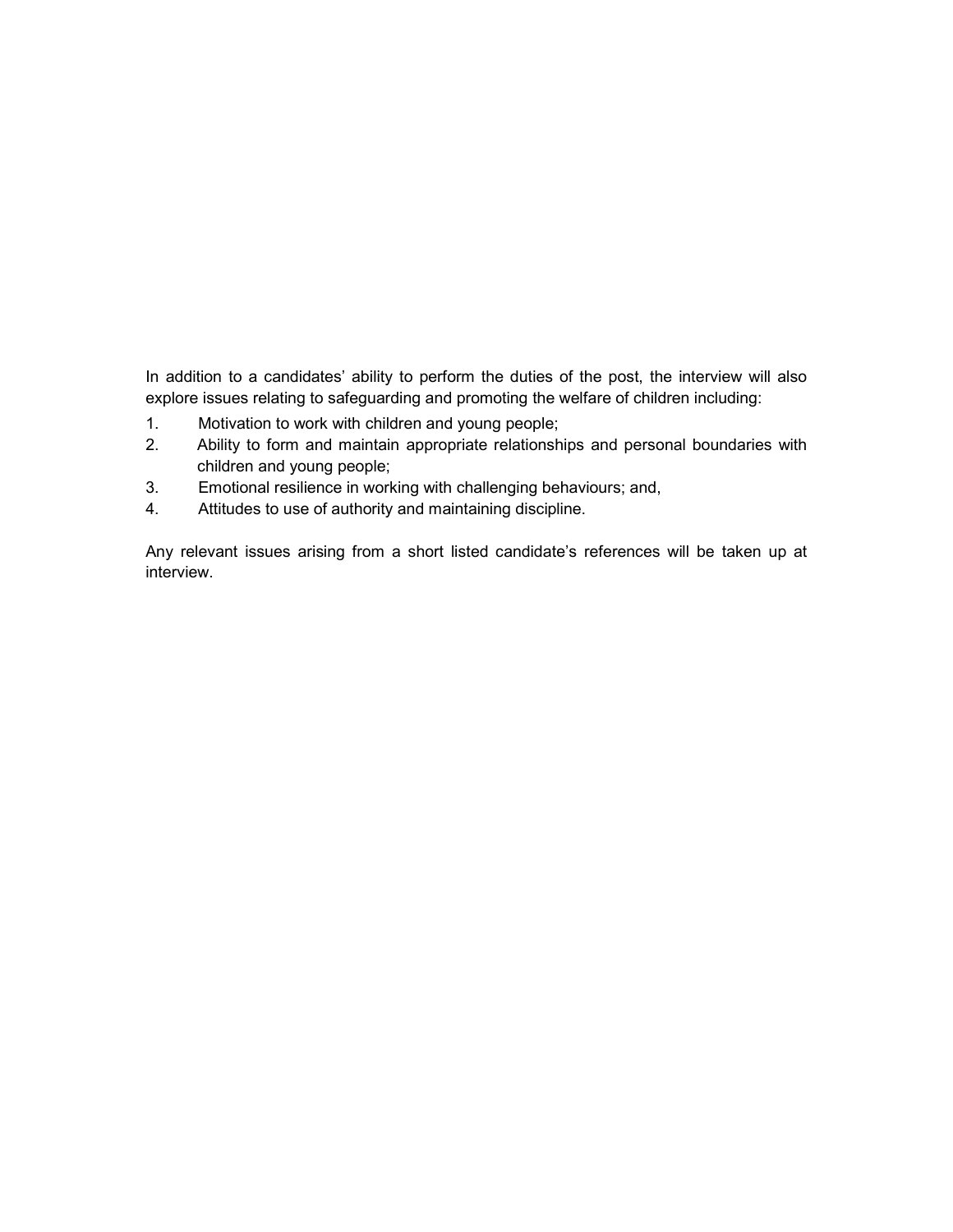In addition to a candidates' ability to perform the duties of the post, the interview will also explore issues relating to safeguarding and promoting the welfare of children including:

1. Motivation to work with children and young people;
2. Ability to form and maintain appropriate relationships and personal boundaries with children and young people;
3. Emotional resilience in working with challenging behaviours; and,
4. Attitudes to use of authority and maintaining discipline.

Any relevant issues arising from a short listed candidate's references will be taken up at interview.